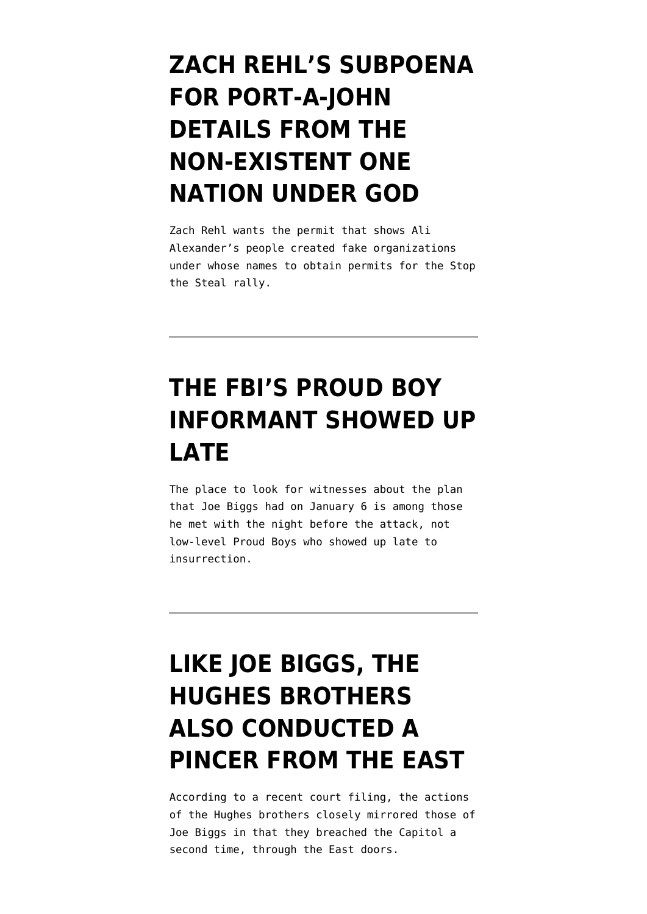# ZACH REHL'S SUBPOENA FOR PORT-A-JOHN DETAILS FROM THE NON-EXISTENT ONE NATION UNDER GOD

Zach Rehl wants the permit that shows Ali Alexander's people created fake organizations under whose names to obtain permits for the Stop the Steal rally.

---

# THE FBI'S PROUD BOY INFORMANT SHOWED UP LATE

The place to look for witnesses about the plan that Joe Biggs had on January 6 is among those he met with the night before the attack, not low-level Proud Boys who showed up late to insurrection.

---

# LIKE JOE BIGGS, THE HUGHES BROTHERS ALSO CONDUCTED A PINCER FROM THE EAST

According to a recent court filing, the actions of the Hughes brothers closely mirrored those of Joe Biggs in that they breached the Capitol a second time, through the East doors.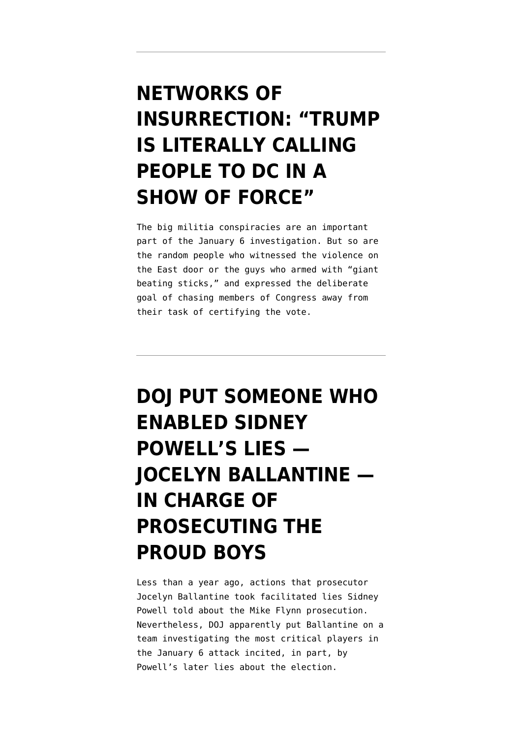---

# NETWORKS OF INSURRECTION: "TRUMP IS LITERALLY CALLING PEOPLE TO DC IN A SHOW OF FORCE"

The big militia conspiracies are an important part of the January 6 investigation. But so are the random people who witnessed the violence on the East door or the guys who armed with "giant beating sticks," and expressed the deliberate goal of chasing members of Congress away from their task of certifying the vote.

---

# DOJ PUT SOMEONE WHO ENABLED SIDNEY POWELL'S LIES — JOCELYN BALLANTINE — IN CHARGE OF PROSECUTING THE PROUD BOYS

Less than a year ago, actions that prosecutor Jocelyn Ballantine took facilitated lies Sidney Powell told about the Mike Flynn prosecution. Nevertheless, DOJ apparently put Ballantine on a team investigating the most critical players in the January 6 attack incited, in part, by Powell's later lies about the election.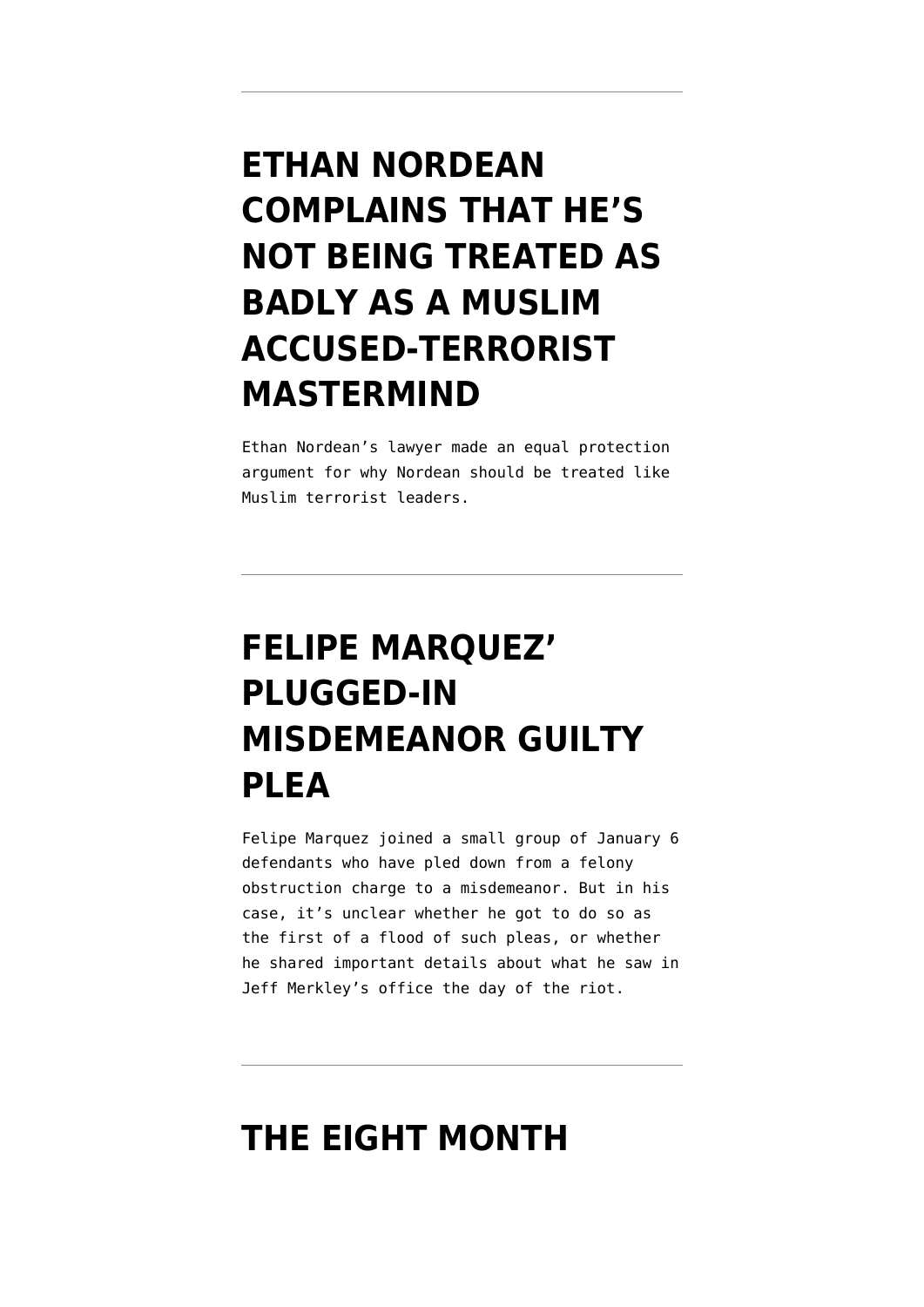---

# ETHAN NORDEAN COMPLAINS THAT HE'S NOT BEING TREATED AS BADLY AS A MUSLIM ACCUSED-TERRORIST MASTERMIND

Ethan Nordean's lawyer made an equal protection argument for why Nordean should be treated like Muslim terrorist leaders.

---

# FELIPE MARQUEZ' PLUGGED-IN MISDEMEANOR GUILTY PLEA

Felipe Marquez joined a small group of January 6 defendants who have pled down from a felony obstruction charge to a misdemeanor. But in his case, it's unclear whether he got to do so as the first of a flood of such pleas, or whether he shared important details about what he saw in Jeff Merkley's office the day of the riot.

---

# THE EIGHT MONTH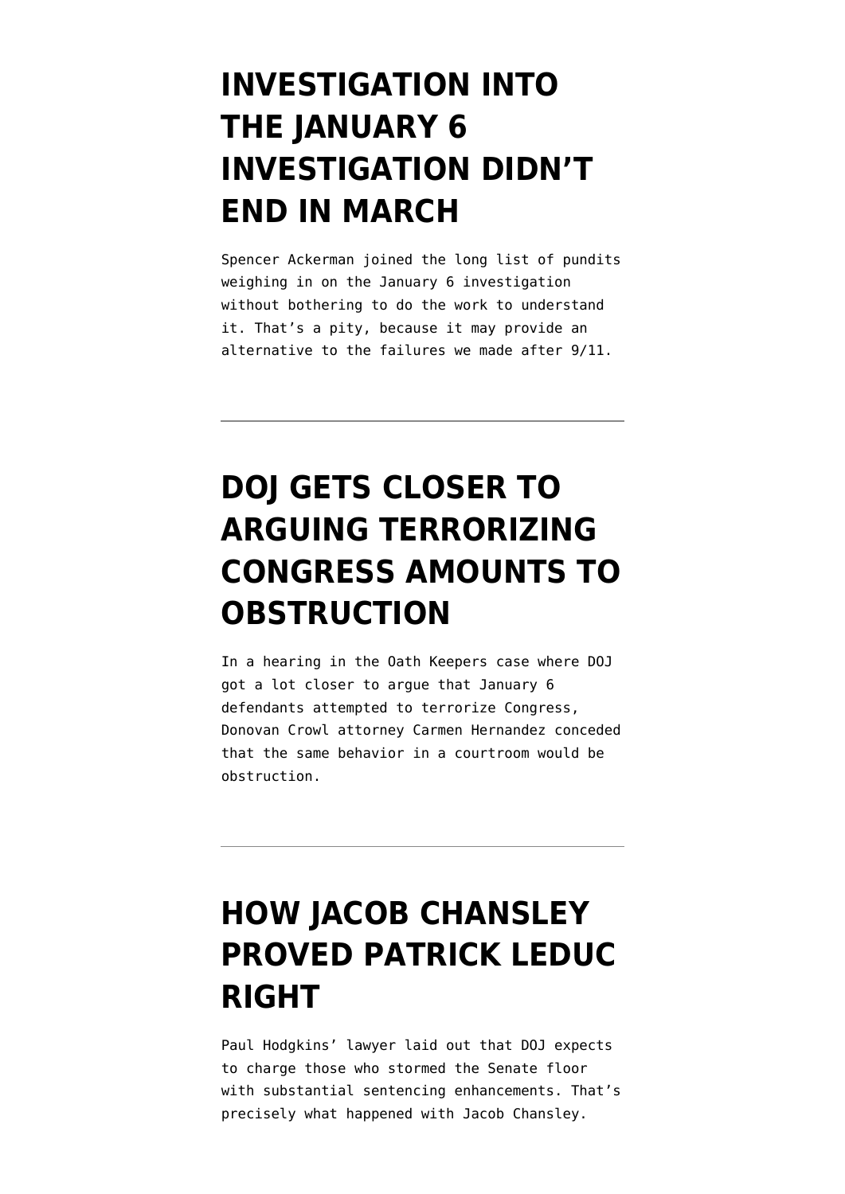# INVESTIGATION INTO THE JANUARY 6 INVESTIGATION DIDN'T END IN MARCH

Spencer Ackerman joined the long list of pundits weighing in on the January 6 investigation without bothering to do the work to understand it. That's a pity, because it may provide an alternative to the failures we made after 9/11.

---

# DOJ GETS CLOSER TO ARGUING TERRORIZING CONGRESS AMOUNTS TO OBSTRUCTION

In a hearing in the Oath Keepers case where DOJ got a lot closer to argue that January 6 defendants attempted to terrorize Congress, Donovan Crowl attorney Carmen Hernandez conceded that the same behavior in a courtroom would be obstruction.

---

# HOW JACOB CHANSLEY PROVED PATRICK LEDUC RIGHT

Paul Hodgkins' lawyer laid out that DOJ expects to charge those who stormed the Senate floor with substantial sentencing enhancements. That's precisely what happened with Jacob Chansley.